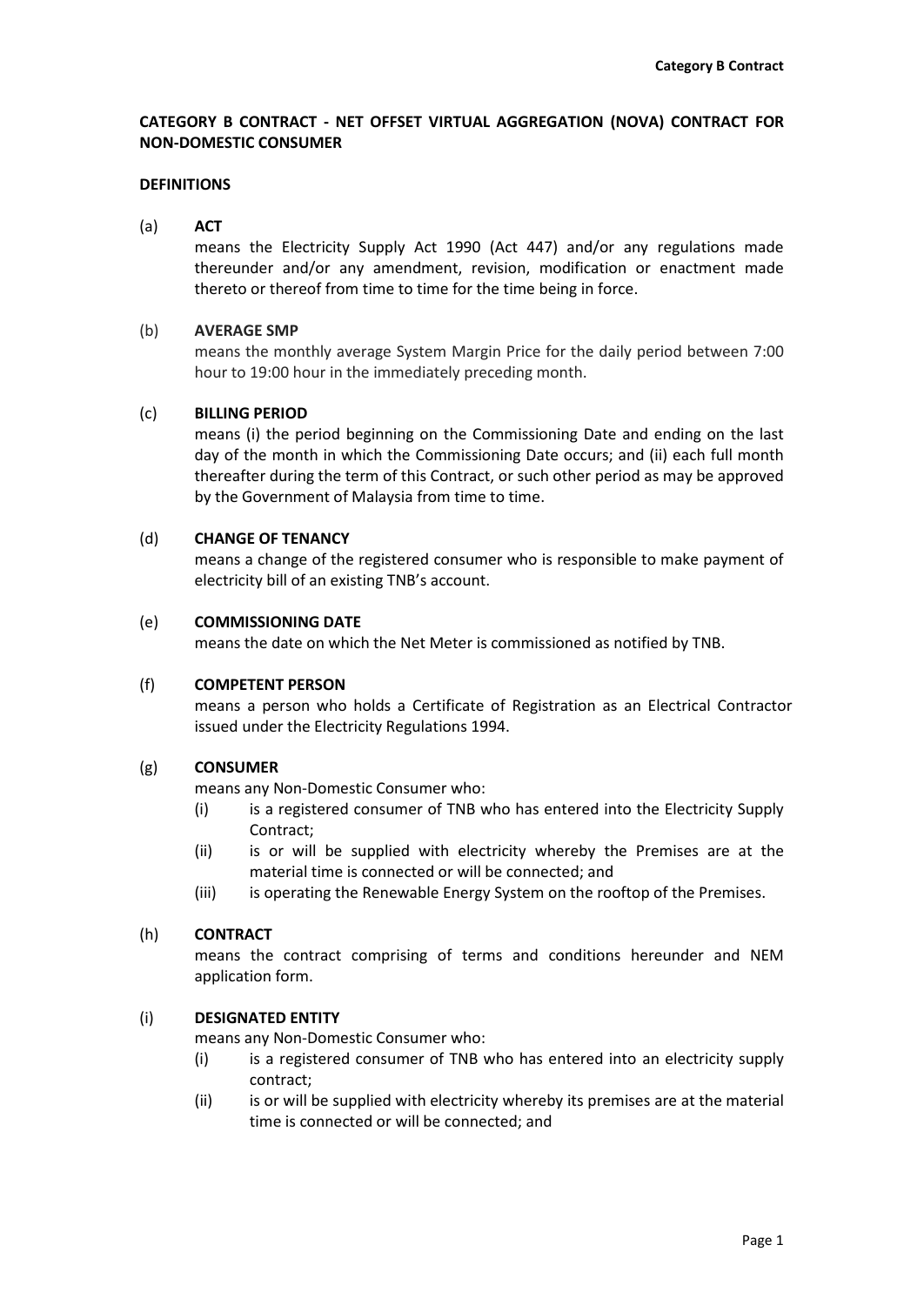**CATEGORY B CONTRACT - NET OFFSET VIRTUAL AGGREGATION (NOVA) CONTRACT FOR NON-DOMESTIC CONSUMER**

**DEFINITIONS**

(a) **ACT**

means the Electricity Supply Act 1990 (Act 447) and/or any regulations made thereunder and/or any amendment, revision, modification or enactment made thereto or thereof from time to time for the time being in force.

(b) **AVERAGE SMP**

means the monthly average System Margin Price for the daily period between 7:00 hour to 19:00 hour in the immediately preceding month.

(c) **BILLING PERIOD**

means (i) the period beginning on the Commissioning Date and ending on the last day of the month in which the Commissioning Date occurs; and (ii) each full month thereafter during the term of this Contract, or such other period as may be approved by the Government of Malaysia from time to time.

(d) **CHANGE OF TENANCY**

means a change of the registered consumer who is responsible to make payment of electricity bill of an existing TNB's account.

(e) **COMMISSIONING DATE**

means the date on which the Net Meter is commissioned as notified by TNB.

(f) **COMPETENT PERSON**

means a person who holds a Certificate of Registration as an Electrical Contractor issued under the Electricity Regulations 1994.

(g) **CONSUMER**

means any Non-Domestic Consumer who:

(i) is a registered consumer of TNB who has entered into the Electricity Supply Contract;

(ii) is or will be supplied with electricity whereby the Premises are at the material time is connected or will be connected; and

(iii) is operating the Renewable Energy System on the rooftop of the Premises.

(h) **CONTRACT**

means the contract comprising of terms and conditions hereunder and NEM application form.

(i) **DESIGNATED ENTITY**

means any Non-Domestic Consumer who:

(i) is a registered consumer of TNB who has entered into an electricity supply contract;

(ii) is or will be supplied with electricity whereby its premises are at the material time is connected or will be connected; and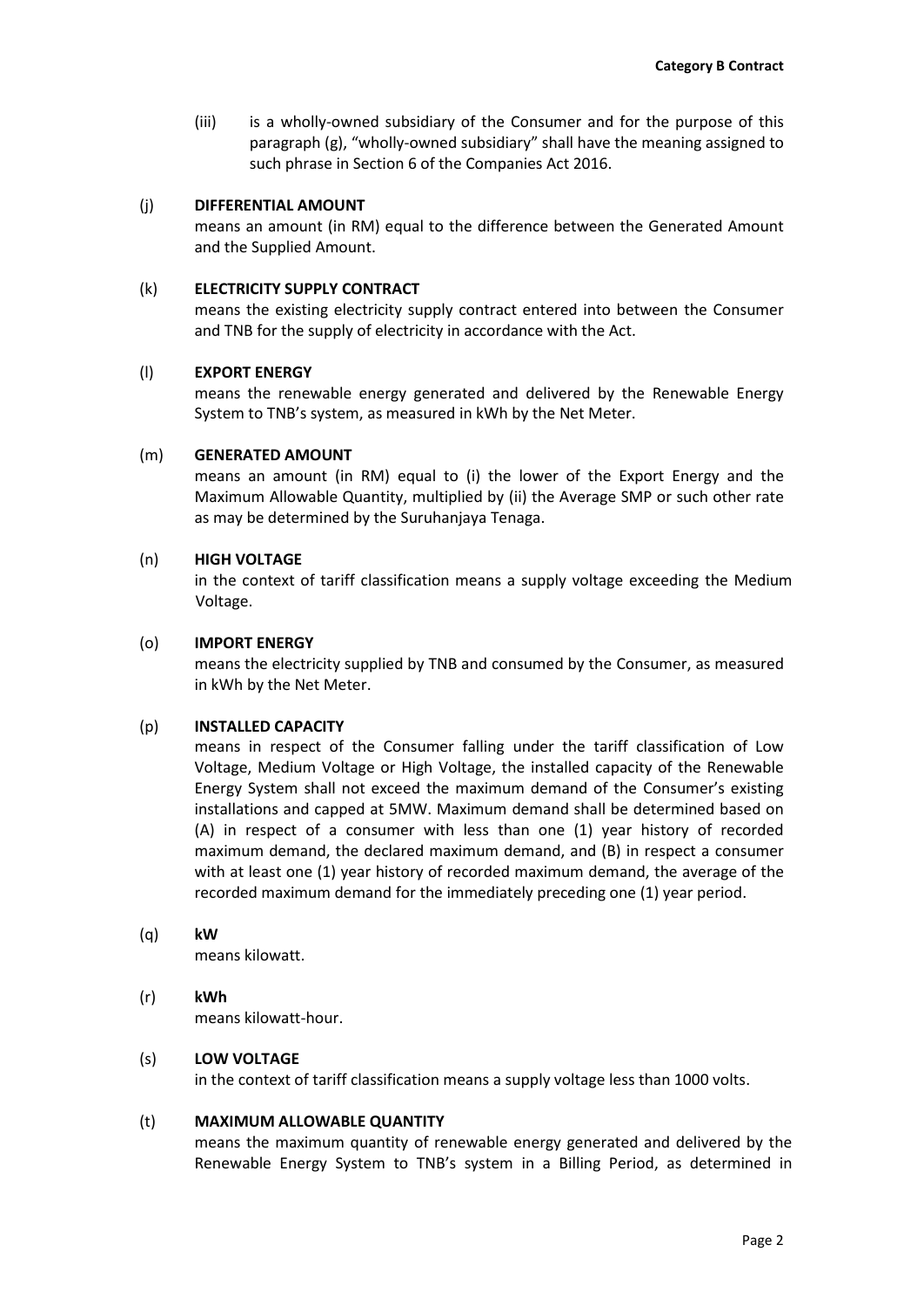(iii) is a wholly-owned subsidiary of the Consumer and for the purpose of this paragraph (g), "wholly-owned subsidiary" shall have the meaning assigned to such phrase in Section 6 of the Companies Act 2016.

(j) **DIFFERENTIAL AMOUNT**
means an amount (in RM) equal to the difference between the Generated Amount and the Supplied Amount.

(k) **ELECTRICITY SUPPLY CONTRACT**
means the existing electricity supply contract entered into between the Consumer and TNB for the supply of electricity in accordance with the Act.

(l) **EXPORT ENERGY**
means the renewable energy generated and delivered by the Renewable Energy System to TNB's system, as measured in kWh by the Net Meter.

(m) **GENERATED AMOUNT**
means an amount (in RM) equal to (i) the lower of the Export Energy and the Maximum Allowable Quantity, multiplied by (ii) the Average SMP or such other rate as may be determined by the Suruhanjaya Tenaga.

(n) **HIGH VOLTAGE**
in the context of tariff classification means a supply voltage exceeding the Medium Voltage.

(o) **IMPORT ENERGY**
means the electricity supplied by TNB and consumed by the Consumer, as measured in kWh by the Net Meter.

(p) **INSTALLED CAPACITY**
means in respect of the Consumer falling under the tariff classification of Low Voltage, Medium Voltage or High Voltage, the installed capacity of the Renewable Energy System shall not exceed the maximum demand of the Consumer's existing installations and capped at 5MW. Maximum demand shall be determined based on (A) in respect of a consumer with less than one (1) year history of recorded maximum demand, the declared maximum demand, and (B) in respect a consumer with at least one (1) year history of recorded maximum demand, the average of the recorded maximum demand for the immediately preceding one (1) year period.

(q) **kW**
means kilowatt.

(r) **kWh**
means kilowatt-hour.

(s) **LOW VOLTAGE**
in the context of tariff classification means a supply voltage less than 1000 volts.

(t) **MAXIMUM ALLOWABLE QUANTITY**
means the maximum quantity of renewable energy generated and delivered by the Renewable Energy System to TNB's system in a Billing Period, as determined in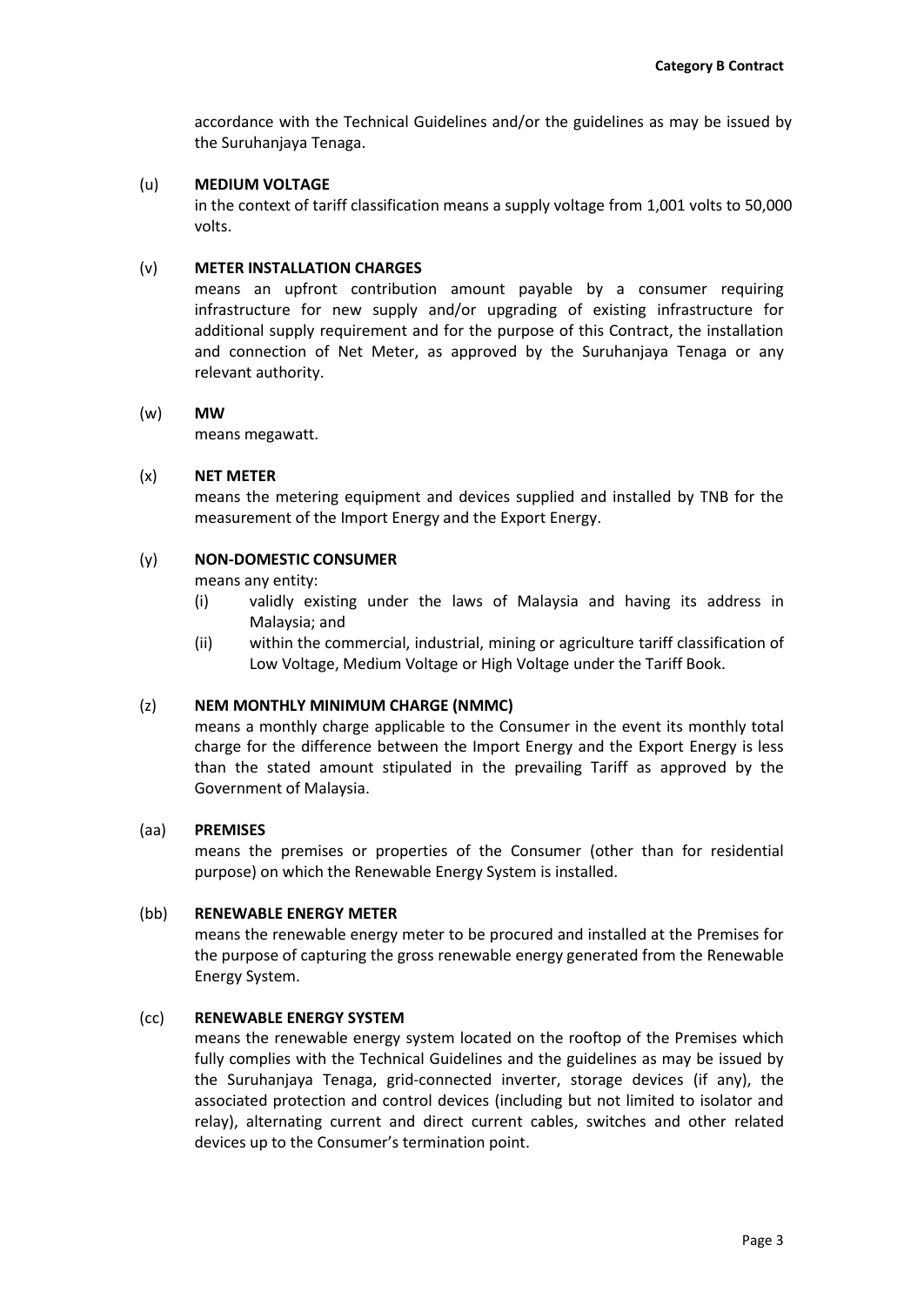accordance with the Technical Guidelines and/or the guidelines as may be issued by the Suruhanjaya Tenaga.

(u) **MEDIUM VOLTAGE**

in the context of tariff classification means a supply voltage from 1,001 volts to 50,000 volts.

(v) **METER INSTALLATION CHARGES**

means an upfront contribution amount payable by a consumer requiring infrastructure for new supply and/or upgrading of existing infrastructure for additional supply requirement and for the purpose of this Contract, the installation and connection of Net Meter, as approved by the Suruhanjaya Tenaga or any relevant authority.

(w) **MW**

means megawatt.

(x) **NET METER**

means the metering equipment and devices supplied and installed by TNB for the measurement of the Import Energy and the Export Energy.

(y) **NON-DOMESTIC CONSUMER**

means any entity:

(i) validly existing under the laws of Malaysia and having its address in Malaysia; and

(ii) within the commercial, industrial, mining or agriculture tariff classification of Low Voltage, Medium Voltage or High Voltage under the Tariff Book.

(z) **NEM MONTHLY MINIMUM CHARGE (NMMC)**

means a monthly charge applicable to the Consumer in the event its monthly total charge for the difference between the Import Energy and the Export Energy is less than the stated amount stipulated in the prevailing Tariff as approved by the Government of Malaysia.

(aa) **PREMISES**

means the premises or properties of the Consumer (other than for residential purpose) on which the Renewable Energy System is installed.

(bb) **RENEWABLE ENERGY METER**

means the renewable energy meter to be procured and installed at the Premises for the purpose of capturing the gross renewable energy generated from the Renewable Energy System.

(cc) **RENEWABLE ENERGY SYSTEM**

means the renewable energy system located on the rooftop of the Premises which fully complies with the Technical Guidelines and the guidelines as may be issued by the Suruhanjaya Tenaga, grid-connected inverter, storage devices (if any), the associated protection and control devices (including but not limited to isolator and relay), alternating current and direct current cables, switches and other related devices up to the Consumer's termination point.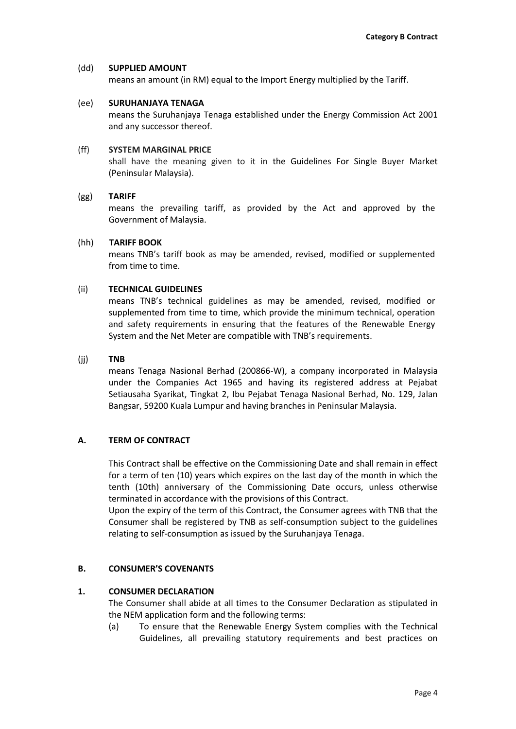(dd) **SUPPLIED AMOUNT**
means an amount (in RM) equal to the Import Energy multiplied by the Tariff.

(ee) **SURUHANJAYA TENAGA**
means the Suruhanjaya Tenaga established under the Energy Commission Act 2001 and any successor thereof.

(ff) **SYSTEM MARGINAL PRICE**
shall have the meaning given to it in the Guidelines For Single Buyer Market (Peninsular Malaysia).

(gg) **TARIFF**
means the prevailing tariff, as provided by the Act and approved by the Government of Malaysia.

(hh) **TARIFF BOOK**
means TNB's tariff book as may be amended, revised, modified or supplemented from time to time.

(ii) **TECHNICAL GUIDELINES**
means TNB's technical guidelines as may be amended, revised, modified or supplemented from time to time, which provide the minimum technical, operation and safety requirements in ensuring that the features of the Renewable Energy System and the Net Meter are compatible with TNB's requirements.

(jj) **TNB**
means Tenaga Nasional Berhad (200866-W), a company incorporated in Malaysia under the Companies Act 1965 and having its registered address at Pejabat Setiausaha Syarikat, Tingkat 2, Ibu Pejabat Tenaga Nasional Berhad, No. 129, Jalan Bangsar, 59200 Kuala Lumpur and having branches in Peninsular Malaysia.

## A. TERM OF CONTRACT

This Contract shall be effective on the Commissioning Date and shall remain in effect for a term of ten (10) years which expires on the last day of the month in which the tenth (10th) anniversary of the Commissioning Date occurs, unless otherwise terminated in accordance with the provisions of this Contract.
Upon the expiry of the term of this Contract, the Consumer agrees with TNB that the Consumer shall be registered by TNB as self-consumption subject to the guidelines relating to self-consumption as issued by the Suruhanjaya Tenaga.

## B. CONSUMER'S COVENANTS

### 1. CONSUMER DECLARATION

The Consumer shall abide at all times to the Consumer Declaration as stipulated in the NEM application form and the following terms:

(a) To ensure that the Renewable Energy System complies with the Technical Guidelines, all prevailing statutory requirements and best practices on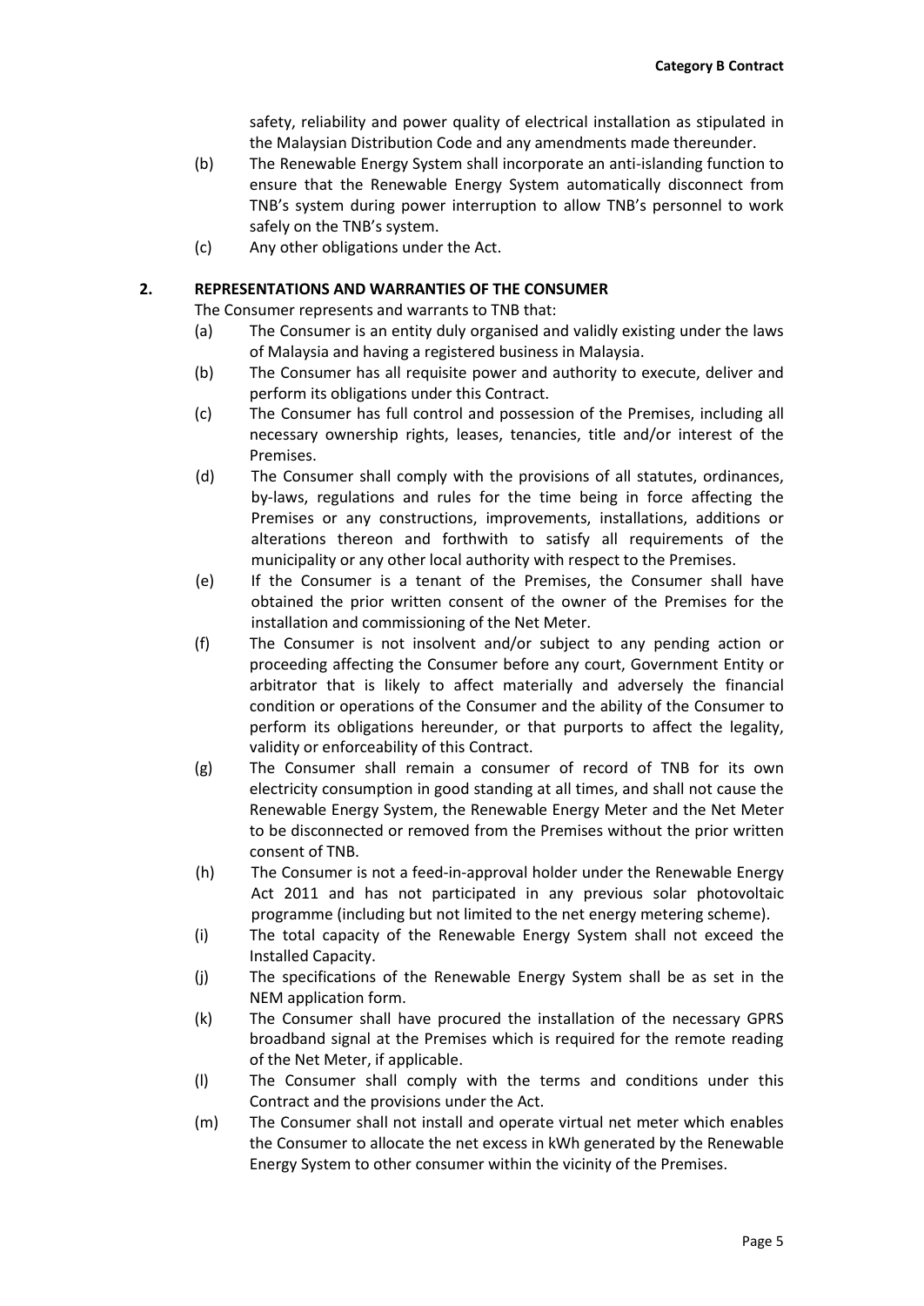safety, reliability and power quality of electrical installation as stipulated in the Malaysian Distribution Code and any amendments made thereunder.

(b) The Renewable Energy System shall incorporate an anti-islanding function to ensure that the Renewable Energy System automatically disconnect from TNB's system during power interruption to allow TNB's personnel to work safely on the TNB's system.

(c) Any other obligations under the Act.

## 2. REPRESENTATIONS AND WARRANTIES OF THE CONSUMER

The Consumer represents and warrants to TNB that:

(a) The Consumer is an entity duly organised and validly existing under the laws of Malaysia and having a registered business in Malaysia.

(b) The Consumer has all requisite power and authority to execute, deliver and perform its obligations under this Contract.

(c) The Consumer has full control and possession of the Premises, including all necessary ownership rights, leases, tenancies, title and/or interest of the Premises.

(d) The Consumer shall comply with the provisions of all statutes, ordinances, by-laws, regulations and rules for the time being in force affecting the Premises or any constructions, improvements, installations, additions or alterations thereon and forthwith to satisfy all requirements of the municipality or any other local authority with respect to the Premises.

(e) If the Consumer is a tenant of the Premises, the Consumer shall have obtained the prior written consent of the owner of the Premises for the installation and commissioning of the Net Meter.

(f) The Consumer is not insolvent and/or subject to any pending action or proceeding affecting the Consumer before any court, Government Entity or arbitrator that is likely to affect materially and adversely the financial condition or operations of the Consumer and the ability of the Consumer to perform its obligations hereunder, or that purports to affect the legality, validity or enforceability of this Contract.

(g) The Consumer shall remain a consumer of record of TNB for its own electricity consumption in good standing at all times, and shall not cause the Renewable Energy System, the Renewable Energy Meter and the Net Meter to be disconnected or removed from the Premises without the prior written consent of TNB.

(h) The Consumer is not a feed-in-approval holder under the Renewable Energy Act 2011 and has not participated in any previous solar photovoltaic programme (including but not limited to the net energy metering scheme).

(i) The total capacity of the Renewable Energy System shall not exceed the Installed Capacity.

(j) The specifications of the Renewable Energy System shall be as set in the NEM application form.

(k) The Consumer shall have procured the installation of the necessary GPRS broadband signal at the Premises which is required for the remote reading of the Net Meter, if applicable.

(l) The Consumer shall comply with the terms and conditions under this Contract and the provisions under the Act.

(m) The Consumer shall not install and operate virtual net meter which enables the Consumer to allocate the net excess in kWh generated by the Renewable Energy System to other consumer within the vicinity of the Premises.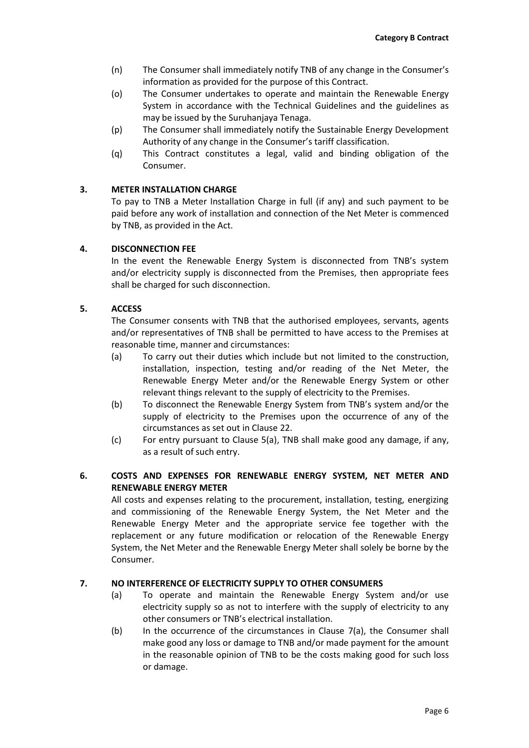(n) The Consumer shall immediately notify TNB of any change in the Consumer's information as provided for the purpose of this Contract.

(o) The Consumer undertakes to operate and maintain the Renewable Energy System in accordance with the Technical Guidelines and the guidelines as may be issued by the Suruhanjaya Tenaga.

(p) The Consumer shall immediately notify the Sustainable Energy Development Authority of any change in the Consumer's tariff classification.

(q) This Contract constitutes a legal, valid and binding obligation of the Consumer.

## 3. METER INSTALLATION CHARGE

To pay to TNB a Meter Installation Charge in full (if any) and such payment to be paid before any work of installation and connection of the Net Meter is commenced by TNB, as provided in the Act.

## 4. DISCONNECTION FEE

In the event the Renewable Energy System is disconnected from TNB's system and/or electricity supply is disconnected from the Premises, then appropriate fees shall be charged for such disconnection.

## 5. ACCESS

The Consumer consents with TNB that the authorised employees, servants, agents and/or representatives of TNB shall be permitted to have access to the Premises at reasonable time, manner and circumstances:

(a) To carry out their duties which include but not limited to the construction, installation, inspection, testing and/or reading of the Net Meter, the Renewable Energy Meter and/or the Renewable Energy System or other relevant things relevant to the supply of electricity to the Premises.

(b) To disconnect the Renewable Energy System from TNB's system and/or the supply of electricity to the Premises upon the occurrence of any of the circumstances as set out in Clause 22.

(c) For entry pursuant to Clause 5(a), TNB shall make good any damage, if any, as a result of such entry.

## 6. COSTS AND EXPENSES FOR RENEWABLE ENERGY SYSTEM, NET METER AND RENEWABLE ENERGY METER

All costs and expenses relating to the procurement, installation, testing, energizing and commissioning of the Renewable Energy System, the Net Meter and the Renewable Energy Meter and the appropriate service fee together with the replacement or any future modification or relocation of the Renewable Energy System, the Net Meter and the Renewable Energy Meter shall solely be borne by the Consumer.

## 7. NO INTERFERENCE OF ELECTRICITY SUPPLY TO OTHER CONSUMERS

(a) To operate and maintain the Renewable Energy System and/or use electricity supply so as not to interfere with the supply of electricity to any other consumers or TNB's electrical installation.

(b) In the occurrence of the circumstances in Clause 7(a), the Consumer shall make good any loss or damage to TNB and/or made payment for the amount in the reasonable opinion of TNB to be the costs making good for such loss or damage.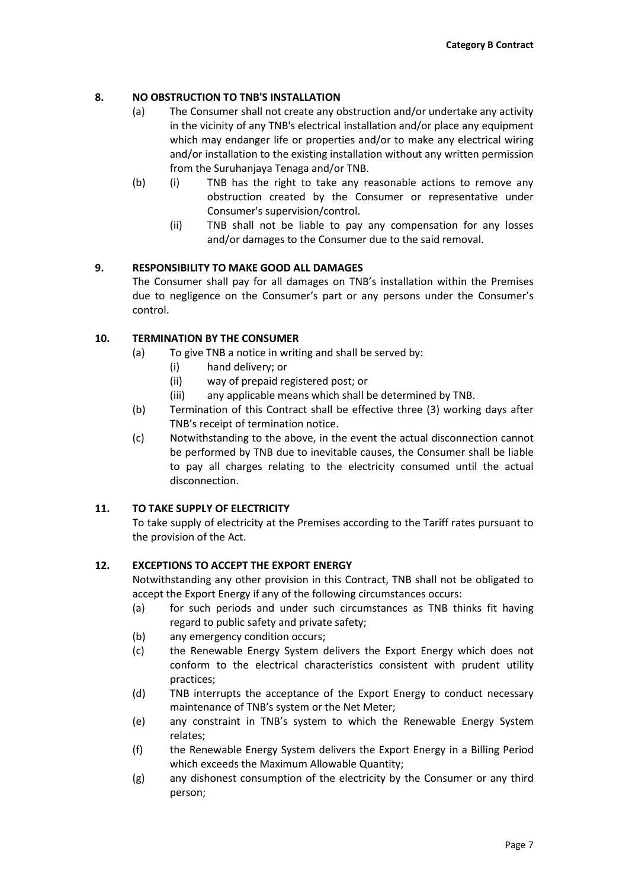## 8. NO OBSTRUCTION TO TNB'S INSTALLATION

(a) The Consumer shall not create any obstruction and/or undertake any activity in the vicinity of any TNB's electrical installation and/or place any equipment which may endanger life or properties and/or to make any electrical wiring and/or installation to the existing installation without any written permission from the Suruhanjaya Tenaga and/or TNB.

(b) (i) TNB has the right to take any reasonable actions to remove any obstruction created by the Consumer or representative under Consumer's supervision/control.

(ii) TNB shall not be liable to pay any compensation for any losses and/or damages to the Consumer due to the said removal.

## 9. RESPONSIBILITY TO MAKE GOOD ALL DAMAGES

The Consumer shall pay for all damages on TNB's installation within the Premises due to negligence on the Consumer's part or any persons under the Consumer's control.

## 10. TERMINATION BY THE CONSUMER

(a) To give TNB a notice in writing and shall be served by:

(i) hand delivery; or

(ii) way of prepaid registered post; or

(iii) any applicable means which shall be determined by TNB.

(b) Termination of this Contract shall be effective three (3) working days after TNB's receipt of termination notice.

(c) Notwithstanding to the above, in the event the actual disconnection cannot be performed by TNB due to inevitable causes, the Consumer shall be liable to pay all charges relating to the electricity consumed until the actual disconnection.

## 11. TO TAKE SUPPLY OF ELECTRICITY

To take supply of electricity at the Premises according to the Tariff rates pursuant to the provision of the Act.

## 12. EXCEPTIONS TO ACCEPT THE EXPORT ENERGY

Notwithstanding any other provision in this Contract, TNB shall not be obligated to accept the Export Energy if any of the following circumstances occurs:

(a) for such periods and under such circumstances as TNB thinks fit having regard to public safety and private safety;

(b) any emergency condition occurs;

(c) the Renewable Energy System delivers the Export Energy which does not conform to the electrical characteristics consistent with prudent utility practices;

(d) TNB interrupts the acceptance of the Export Energy to conduct necessary maintenance of TNB's system or the Net Meter;

(e) any constraint in TNB's system to which the Renewable Energy System relates;

(f) the Renewable Energy System delivers the Export Energy in a Billing Period which exceeds the Maximum Allowable Quantity;

(g) any dishonest consumption of the electricity by the Consumer or any third person;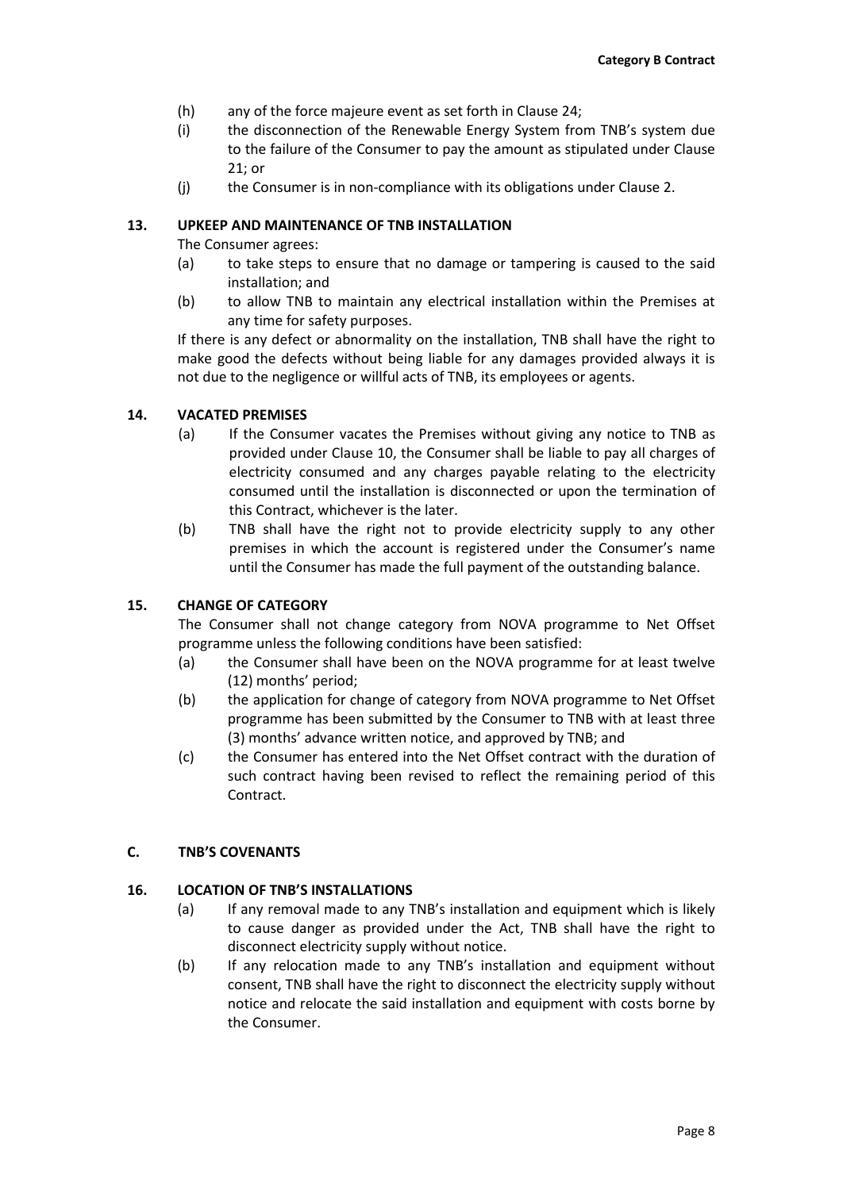(h) any of the force majeure event as set forth in Clause 24;

(i) the disconnection of the Renewable Energy System from TNB's system due to the failure of the Consumer to pay the amount as stipulated under Clause 21; or

(j) the Consumer is in non-compliance with its obligations under Clause 2.

## 13. UPKEEP AND MAINTENANCE OF TNB INSTALLATION

The Consumer agrees:

(a) to take steps to ensure that no damage or tampering is caused to the said installation; and

(b) to allow TNB to maintain any electrical installation within the Premises at any time for safety purposes.

If there is any defect or abnormality on the installation, TNB shall have the right to make good the defects without being liable for any damages provided always it is not due to the negligence or willful acts of TNB, its employees or agents.

## 14. VACATED PREMISES

(a) If the Consumer vacates the Premises without giving any notice to TNB as provided under Clause 10, the Consumer shall be liable to pay all charges of electricity consumed and any charges payable relating to the electricity consumed until the installation is disconnected or upon the termination of this Contract, whichever is the later.

(b) TNB shall have the right not to provide electricity supply to any other premises in which the account is registered under the Consumer's name until the Consumer has made the full payment of the outstanding balance.

## 15. CHANGE OF CATEGORY

The Consumer shall not change category from NOVA programme to Net Offset programme unless the following conditions have been satisfied:

(a) the Consumer shall have been on the NOVA programme for at least twelve (12) months' period;

(b) the application for change of category from NOVA programme to Net Offset programme has been submitted by the Consumer to TNB with at least three (3) months' advance written notice, and approved by TNB; and

(c) the Consumer has entered into the Net Offset contract with the duration of such contract having been revised to reflect the remaining period of this Contract.

# C. TNB'S COVENANTS

## 16. LOCATION OF TNB'S INSTALLATIONS

(a) If any removal made to any TNB's installation and equipment which is likely to cause danger as provided under the Act, TNB shall have the right to disconnect electricity supply without notice.

(b) If any relocation made to any TNB's installation and equipment without consent, TNB shall have the right to disconnect the electricity supply without notice and relocate the said installation and equipment with costs borne by the Consumer.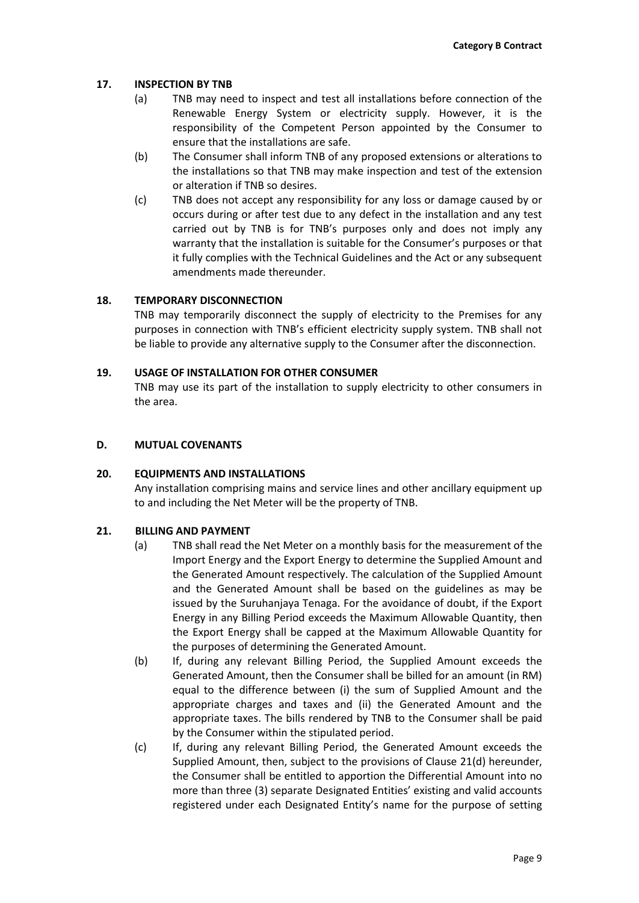## 17. INSPECTION BY TNB

(a) TNB may need to inspect and test all installations before connection of the Renewable Energy System or electricity supply. However, it is the responsibility of the Competent Person appointed by the Consumer to ensure that the installations are safe.

(b) The Consumer shall inform TNB of any proposed extensions or alterations to the installations so that TNB may make inspection and test of the extension or alteration if TNB so desires.

(c) TNB does not accept any responsibility for any loss or damage caused by or occurs during or after test due to any defect in the installation and any test carried out by TNB is for TNB's purposes only and does not imply any warranty that the installation is suitable for the Consumer's purposes or that it fully complies with the Technical Guidelines and the Act or any subsequent amendments made thereunder.

## 18. TEMPORARY DISCONNECTION

TNB may temporarily disconnect the supply of electricity to the Premises for any purposes in connection with TNB's efficient electricity supply system. TNB shall not be liable to provide any alternative supply to the Consumer after the disconnection.

## 19. USAGE OF INSTALLATION FOR OTHER CONSUMER

TNB may use its part of the installation to supply electricity to other consumers in the area.

# D. MUTUAL COVENANTS

## 20. EQUIPMENTS AND INSTALLATIONS

Any installation comprising mains and service lines and other ancillary equipment up to and including the Net Meter will be the property of TNB.

## 21. BILLING AND PAYMENT

(a) TNB shall read the Net Meter on a monthly basis for the measurement of the Import Energy and the Export Energy to determine the Supplied Amount and the Generated Amount respectively. The calculation of the Supplied Amount and the Generated Amount shall be based on the guidelines as may be issued by the Suruhanjaya Tenaga. For the avoidance of doubt, if the Export Energy in any Billing Period exceeds the Maximum Allowable Quantity, then the Export Energy shall be capped at the Maximum Allowable Quantity for the purposes of determining the Generated Amount.

(b) If, during any relevant Billing Period, the Supplied Amount exceeds the Generated Amount, then the Consumer shall be billed for an amount (in RM) equal to the difference between (i) the sum of Supplied Amount and the appropriate charges and taxes and (ii) the Generated Amount and the appropriate taxes. The bills rendered by TNB to the Consumer shall be paid by the Consumer within the stipulated period.

(c) If, during any relevant Billing Period, the Generated Amount exceeds the Supplied Amount, then, subject to the provisions of Clause 21(d) hereunder, the Consumer shall be entitled to apportion the Differential Amount into no more than three (3) separate Designated Entities' existing and valid accounts registered under each Designated Entity's name for the purpose of setting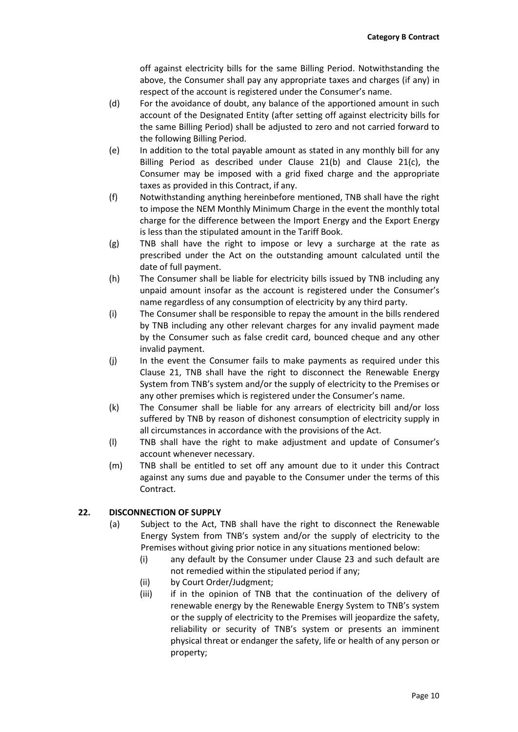off against electricity bills for the same Billing Period. Notwithstanding the above, the Consumer shall pay any appropriate taxes and charges (if any) in respect of the account is registered under the Consumer's name.

(d) For the avoidance of doubt, any balance of the apportioned amount in such account of the Designated Entity (after setting off against electricity bills for the same Billing Period) shall be adjusted to zero and not carried forward to the following Billing Period.

(e) In addition to the total payable amount as stated in any monthly bill for any Billing Period as described under Clause 21(b) and Clause 21(c), the Consumer may be imposed with a grid fixed charge and the appropriate taxes as provided in this Contract, if any.

(f) Notwithstanding anything hereinbefore mentioned, TNB shall have the right to impose the NEM Monthly Minimum Charge in the event the monthly total charge for the difference between the Import Energy and the Export Energy is less than the stipulated amount in the Tariff Book.

(g) TNB shall have the right to impose or levy a surcharge at the rate as prescribed under the Act on the outstanding amount calculated until the date of full payment.

(h) The Consumer shall be liable for electricity bills issued by TNB including any unpaid amount insofar as the account is registered under the Consumer's name regardless of any consumption of electricity by any third party.

(i) The Consumer shall be responsible to repay the amount in the bills rendered by TNB including any other relevant charges for any invalid payment made by the Consumer such as false credit card, bounced cheque and any other invalid payment.

(j) In the event the Consumer fails to make payments as required under this Clause 21, TNB shall have the right to disconnect the Renewable Energy System from TNB's system and/or the supply of electricity to the Premises or any other premises which is registered under the Consumer's name.

(k) The Consumer shall be liable for any arrears of electricity bill and/or loss suffered by TNB by reason of dishonest consumption of electricity supply in all circumstances in accordance with the provisions of the Act.

(l) TNB shall have the right to make adjustment and update of Consumer's account whenever necessary.

(m) TNB shall be entitled to set off any amount due to it under this Contract against any sums due and payable to the Consumer under the terms of this Contract.

## 22. DISCONNECTION OF SUPPLY

(a) Subject to the Act, TNB shall have the right to disconnect the Renewable Energy System from TNB's system and/or the supply of electricity to the Premises without giving prior notice in any situations mentioned below:

   (i) any default by the Consumer under Clause 23 and such default are not remedied within the stipulated period if any;

   (ii) by Court Order/Judgment;

   (iii) if in the opinion of TNB that the continuation of the delivery of renewable energy by the Renewable Energy System to TNB's system or the supply of electricity to the Premises will jeopardize the safety, reliability or security of TNB's system or presents an imminent physical threat or endanger the safety, life or health of any person or property;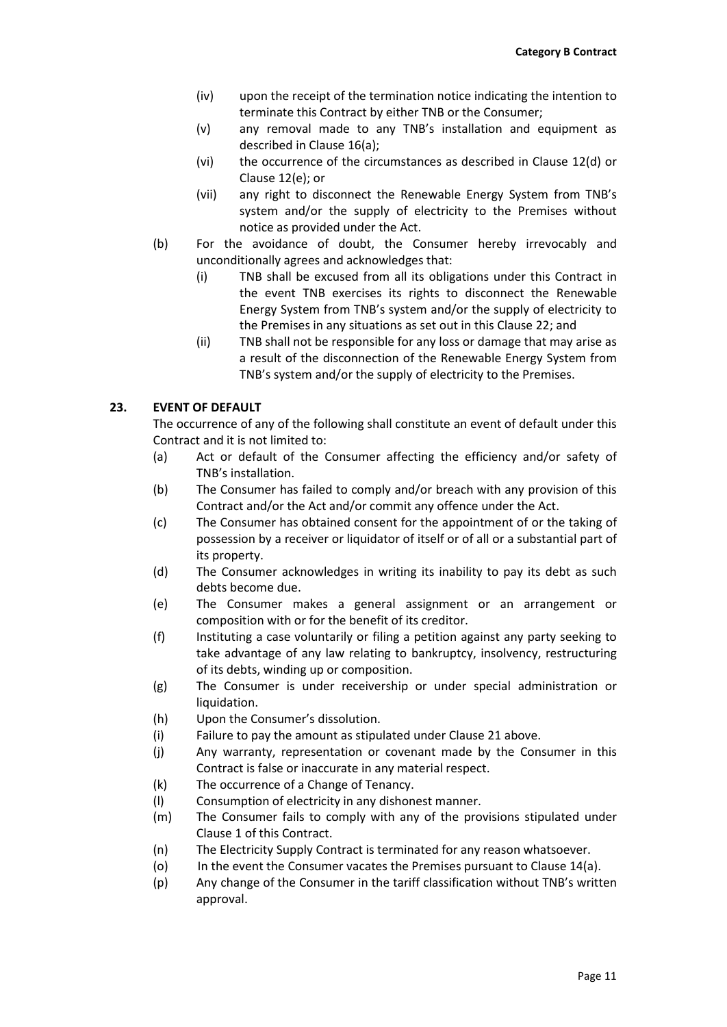(iv) upon the receipt of the termination notice indicating the intention to terminate this Contract by either TNB or the Consumer;

(v) any removal made to any TNB's installation and equipment as described in Clause 16(a);

(vi) the occurrence of the circumstances as described in Clause 12(d) or Clause 12(e); or

(vii) any right to disconnect the Renewable Energy System from TNB's system and/or the supply of electricity to the Premises without notice as provided under the Act.

(b) For the avoidance of doubt, the Consumer hereby irrevocably and unconditionally agrees and acknowledges that:

(i) TNB shall be excused from all its obligations under this Contract in the event TNB exercises its rights to disconnect the Renewable Energy System from TNB's system and/or the supply of electricity to the Premises in any situations as set out in this Clause 22; and

(ii) TNB shall not be responsible for any loss or damage that may arise as a result of the disconnection of the Renewable Energy System from TNB's system and/or the supply of electricity to the Premises.

## 23. EVENT OF DEFAULT

The occurrence of any of the following shall constitute an event of default under this Contract and it is not limited to:

(a) Act or default of the Consumer affecting the efficiency and/or safety of TNB's installation.

(b) The Consumer has failed to comply and/or breach with any provision of this Contract and/or the Act and/or commit any offence under the Act.

(c) The Consumer has obtained consent for the appointment of or the taking of possession by a receiver or liquidator of itself or of all or a substantial part of its property.

(d) The Consumer acknowledges in writing its inability to pay its debt as such debts become due.

(e) The Consumer makes a general assignment or an arrangement or composition with or for the benefit of its creditor.

(f) Instituting a case voluntarily or filing a petition against any party seeking to take advantage of any law relating to bankruptcy, insolvency, restructuring of its debts, winding up or composition.

(g) The Consumer is under receivership or under special administration or liquidation.

(h) Upon the Consumer's dissolution.

(i) Failure to pay the amount as stipulated under Clause 21 above.

(j) Any warranty, representation or covenant made by the Consumer in this Contract is false or inaccurate in any material respect.

(k) The occurrence of a Change of Tenancy.

(l) Consumption of electricity in any dishonest manner.

(m) The Consumer fails to comply with any of the provisions stipulated under Clause 1 of this Contract.

(n) The Electricity Supply Contract is terminated for any reason whatsoever.

(o) In the event the Consumer vacates the Premises pursuant to Clause 14(a).

(p) Any change of the Consumer in the tariff classification without TNB's written approval.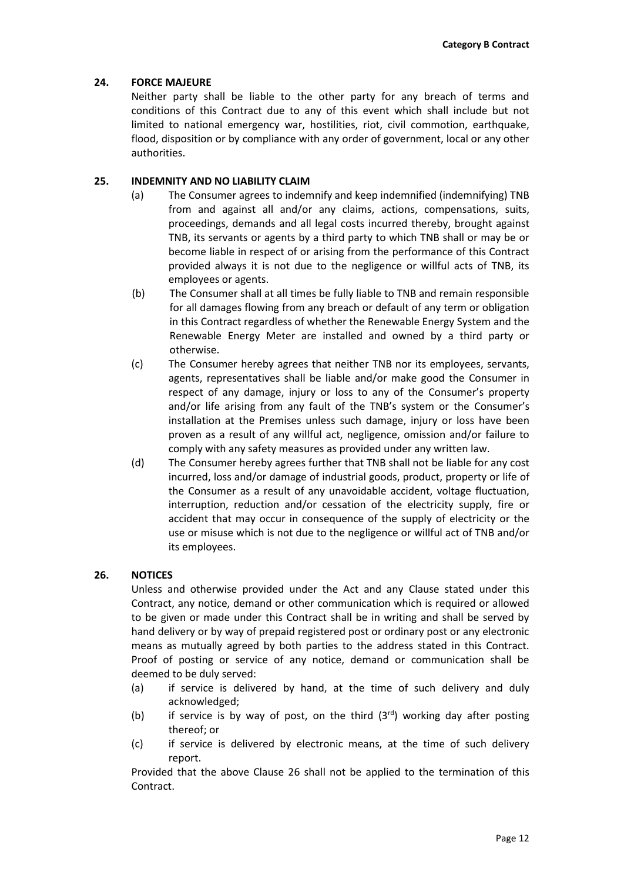## 24. FORCE MAJEURE

Neither party shall be liable to the other party for any breach of terms and conditions of this Contract due to any of this event which shall include but not limited to national emergency war, hostilities, riot, civil commotion, earthquake, flood, disposition or by compliance with any order of government, local or any other authorities.

## 25. INDEMNITY AND NO LIABILITY CLAIM

(a) The Consumer agrees to indemnify and keep indemnified (indemnifying) TNB from and against all and/or any claims, actions, compensations, suits, proceedings, demands and all legal costs incurred thereby, brought against TNB, its servants or agents by a third party to which TNB shall or may be or become liable in respect of or arising from the performance of this Contract provided always it is not due to the negligence or willful acts of TNB, its employees or agents.

(b) The Consumer shall at all times be fully liable to TNB and remain responsible for all damages flowing from any breach or default of any term or obligation in this Contract regardless of whether the Renewable Energy System and the Renewable Energy Meter are installed and owned by a third party or otherwise.

(c) The Consumer hereby agrees that neither TNB nor its employees, servants, agents, representatives shall be liable and/or make good the Consumer in respect of any damage, injury or loss to any of the Consumer's property and/or life arising from any fault of the TNB's system or the Consumer's installation at the Premises unless such damage, injury or loss have been proven as a result of any willful act, negligence, omission and/or failure to comply with any safety measures as provided under any written law.

(d) The Consumer hereby agrees further that TNB shall not be liable for any cost incurred, loss and/or damage of industrial goods, product, property or life of the Consumer as a result of any unavoidable accident, voltage fluctuation, interruption, reduction and/or cessation of the electricity supply, fire or accident that may occur in consequence of the supply of electricity or the use or misuse which is not due to the negligence or willful act of TNB and/or its employees.

## 26. NOTICES

Unless and otherwise provided under the Act and any Clause stated under this Contract, any notice, demand or other communication which is required or allowed to be given or made under this Contract shall be in writing and shall be served by hand delivery or by way of prepaid registered post or ordinary post or any electronic means as mutually agreed by both parties to the address stated in this Contract. Proof of posting or service of any notice, demand or communication shall be deemed to be duly served:

(a) if service is delivered by hand, at the time of such delivery and duly acknowledged;

(b) if service is by way of post, on the third (3rd) working day after posting thereof; or

(c) if service is delivered by electronic means, at the time of such delivery report.

Provided that the above Clause 26 shall not be applied to the termination of this Contract.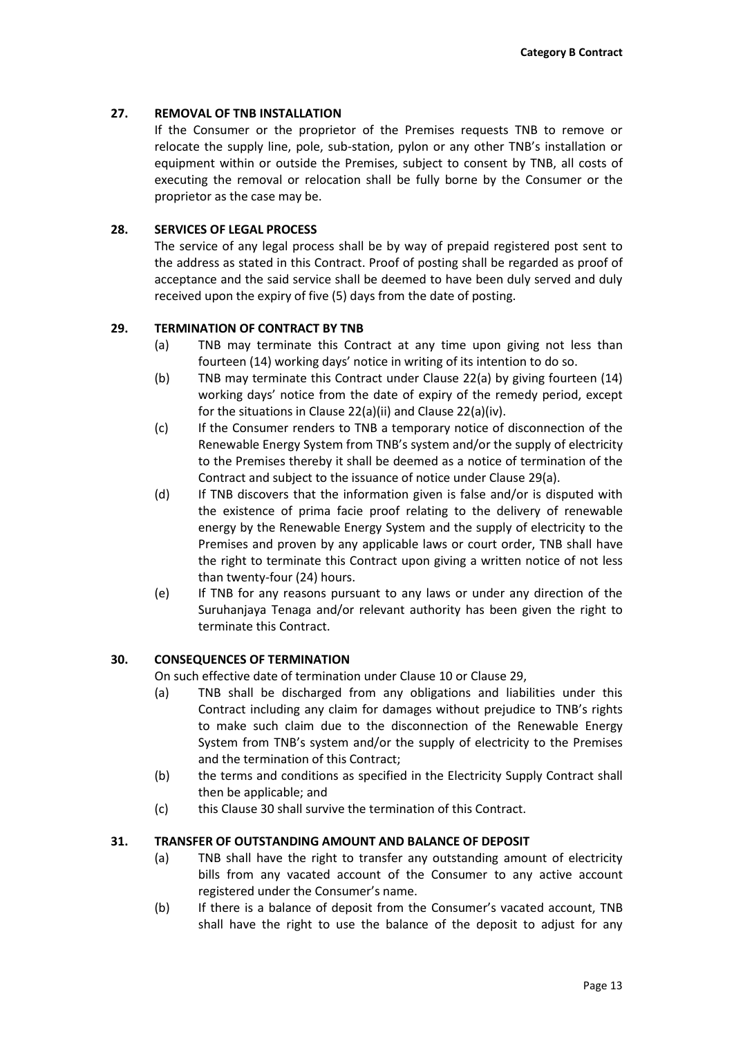## 27. REMOVAL OF TNB INSTALLATION

If the Consumer or the proprietor of the Premises requests TNB to remove or relocate the supply line, pole, sub-station, pylon or any other TNB's installation or equipment within or outside the Premises, subject to consent by TNB, all costs of executing the removal or relocation shall be fully borne by the Consumer or the proprietor as the case may be.

## 28. SERVICES OF LEGAL PROCESS

The service of any legal process shall be by way of prepaid registered post sent to the address as stated in this Contract. Proof of posting shall be regarded as proof of acceptance and the said service shall be deemed to have been duly served and duly received upon the expiry of five (5) days from the date of posting.

## 29. TERMINATION OF CONTRACT BY TNB

(a) TNB may terminate this Contract at any time upon giving not less than fourteen (14) working days' notice in writing of its intention to do so.

(b) TNB may terminate this Contract under Clause 22(a) by giving fourteen (14) working days' notice from the date of expiry of the remedy period, except for the situations in Clause 22(a)(ii) and Clause 22(a)(iv).

(c) If the Consumer renders to TNB a temporary notice of disconnection of the Renewable Energy System from TNB's system and/or the supply of electricity to the Premises thereby it shall be deemed as a notice of termination of the Contract and subject to the issuance of notice under Clause 29(a).

(d) If TNB discovers that the information given is false and/or is disputed with the existence of prima facie proof relating to the delivery of renewable energy by the Renewable Energy System and the supply of electricity to the Premises and proven by any applicable laws or court order, TNB shall have the right to terminate this Contract upon giving a written notice of not less than twenty-four (24) hours.

(e) If TNB for any reasons pursuant to any laws or under any direction of the Suruhanjaya Tenaga and/or relevant authority has been given the right to terminate this Contract.

## 30. CONSEQUENCES OF TERMINATION

On such effective date of termination under Clause 10 or Clause 29,

(a) TNB shall be discharged from any obligations and liabilities under this Contract including any claim for damages without prejudice to TNB's rights to make such claim due to the disconnection of the Renewable Energy System from TNB's system and/or the supply of electricity to the Premises and the termination of this Contract;

(b) the terms and conditions as specified in the Electricity Supply Contract shall then be applicable; and

(c) this Clause 30 shall survive the termination of this Contract.

## 31. TRANSFER OF OUTSTANDING AMOUNT AND BALANCE OF DEPOSIT

(a) TNB shall have the right to transfer any outstanding amount of electricity bills from any vacated account of the Consumer to any active account registered under the Consumer's name.

(b) If there is a balance of deposit from the Consumer's vacated account, TNB shall have the right to use the balance of the deposit to adjust for any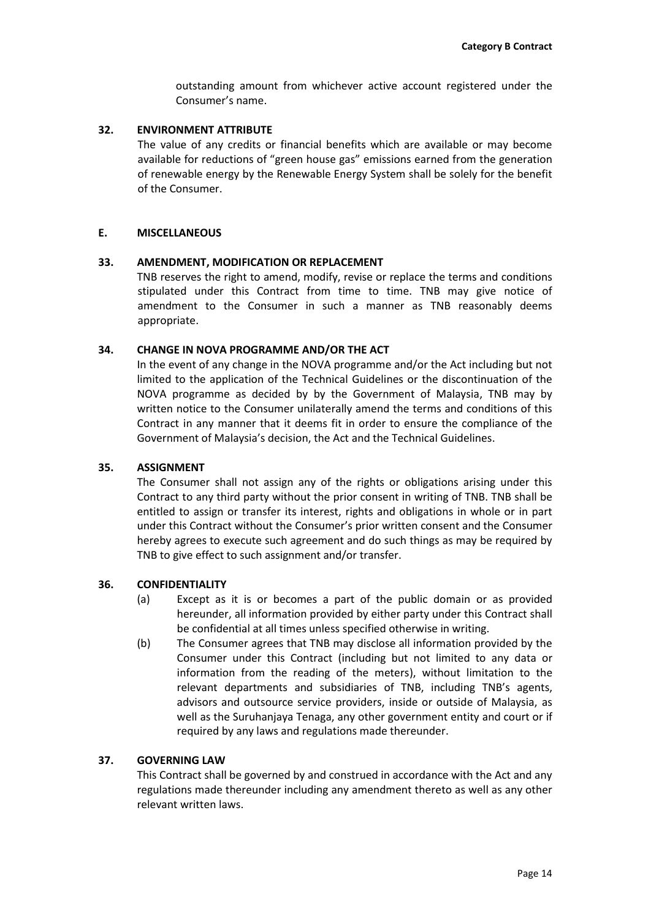outstanding amount from whichever active account registered under the Consumer's name.

**32. ENVIRONMENT ATTRIBUTE**

The value of any credits or financial benefits which are available or may become available for reductions of "green house gas" emissions earned from the generation of renewable energy by the Renewable Energy System shall be solely for the benefit of the Consumer.

## E. MISCELLANEOUS

**33. AMENDMENT, MODIFICATION OR REPLACEMENT**

TNB reserves the right to amend, modify, revise or replace the terms and conditions stipulated under this Contract from time to time. TNB may give notice of amendment to the Consumer in such a manner as TNB reasonably deems appropriate.

**34. CHANGE IN NOVA PROGRAMME AND/OR THE ACT**

In the event of any change in the NOVA programme and/or the Act including but not limited to the application of the Technical Guidelines or the discontinuation of the NOVA programme as decided by by the Government of Malaysia, TNB may by written notice to the Consumer unilaterally amend the terms and conditions of this Contract in any manner that it deems fit in order to ensure the compliance of the Government of Malaysia's decision, the Act and the Technical Guidelines.

**35. ASSIGNMENT**

The Consumer shall not assign any of the rights or obligations arising under this Contract to any third party without the prior consent in writing of TNB. TNB shall be entitled to assign or transfer its interest, rights and obligations in whole or in part under this Contract without the Consumer's prior written consent and the Consumer hereby agrees to execute such agreement and do such things as may be required by TNB to give effect to such assignment and/or transfer.

**36. CONFIDENTIALITY**

(a) Except as it is or becomes a part of the public domain or as provided hereunder, all information provided by either party under this Contract shall be confidential at all times unless specified otherwise in writing.

(b) The Consumer agrees that TNB may disclose all information provided by the Consumer under this Contract (including but not limited to any data or information from the reading of the meters), without limitation to the relevant departments and subsidiaries of TNB, including TNB's agents, advisors and outsource service providers, inside or outside of Malaysia, as well as the Suruhanjaya Tenaga, any other government entity and court or if required by any laws and regulations made thereunder.

**37. GOVERNING LAW**

This Contract shall be governed by and construed in accordance with the Act and any regulations made thereunder including any amendment thereto as well as any other relevant written laws.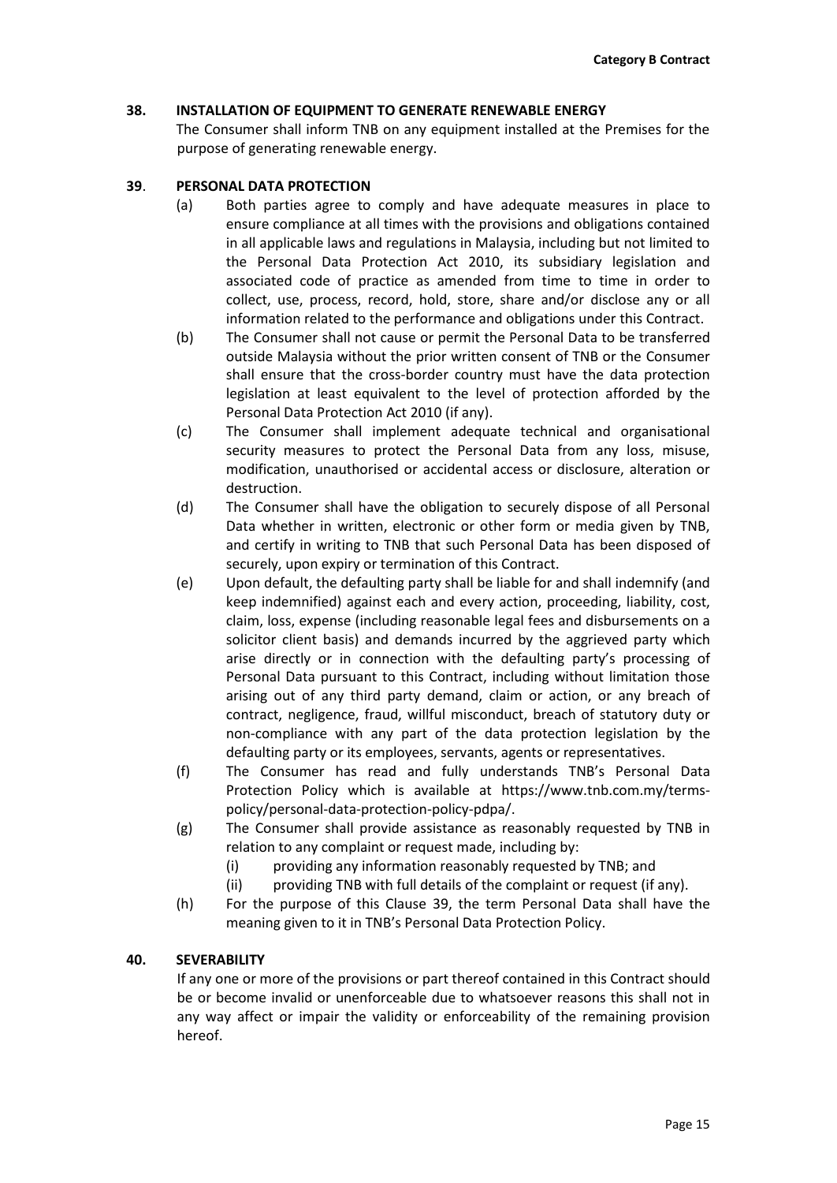## 38. INSTALLATION OF EQUIPMENT TO GENERATE RENEWABLE ENERGY

The Consumer shall inform TNB on any equipment installed at the Premises for the purpose of generating renewable energy.

## 39. PERSONAL DATA PROTECTION

(a) Both parties agree to comply and have adequate measures in place to ensure compliance at all times with the provisions and obligations contained in all applicable laws and regulations in Malaysia, including but not limited to the Personal Data Protection Act 2010, its subsidiary legislation and associated code of practice as amended from time to time in order to collect, use, process, record, hold, store, share and/or disclose any or all information related to the performance and obligations under this Contract.

(b) The Consumer shall not cause or permit the Personal Data to be transferred outside Malaysia without the prior written consent of TNB or the Consumer shall ensure that the cross-border country must have the data protection legislation at least equivalent to the level of protection afforded by the Personal Data Protection Act 2010 (if any).

(c) The Consumer shall implement adequate technical and organisational security measures to protect the Personal Data from any loss, misuse, modification, unauthorised or accidental access or disclosure, alteration or destruction.

(d) The Consumer shall have the obligation to securely dispose of all Personal Data whether in written, electronic or other form or media given by TNB, and certify in writing to TNB that such Personal Data has been disposed of securely, upon expiry or termination of this Contract.

(e) Upon default, the defaulting party shall be liable for and shall indemnify (and keep indemnified) against each and every action, proceeding, liability, cost, claim, loss, expense (including reasonable legal fees and disbursements on a solicitor client basis) and demands incurred by the aggrieved party which arise directly or in connection with the defaulting party's processing of Personal Data pursuant to this Contract, including without limitation those arising out of any third party demand, claim or action, or any breach of contract, negligence, fraud, willful misconduct, breach of statutory duty or non-compliance with any part of the data protection legislation by the defaulting party or its employees, servants, agents or representatives.

(f) The Consumer has read and fully understands TNB's Personal Data Protection Policy which is available at https://www.tnb.com.my/terms-policy/personal-data-protection-policy-pdpa/.

(g) The Consumer shall provide assistance as reasonably requested by TNB in relation to any complaint or request made, including by:

   (i) providing any information reasonably requested by TNB; and

   (ii) providing TNB with full details of the complaint or request (if any).

(h) For the purpose of this Clause 39, the term Personal Data shall have the meaning given to it in TNB's Personal Data Protection Policy.

## 40. SEVERABILITY

If any one or more of the provisions or part thereof contained in this Contract should be or become invalid or unenforceable due to whatsoever reasons this shall not in any way affect or impair the validity or enforceability of the remaining provision hereof.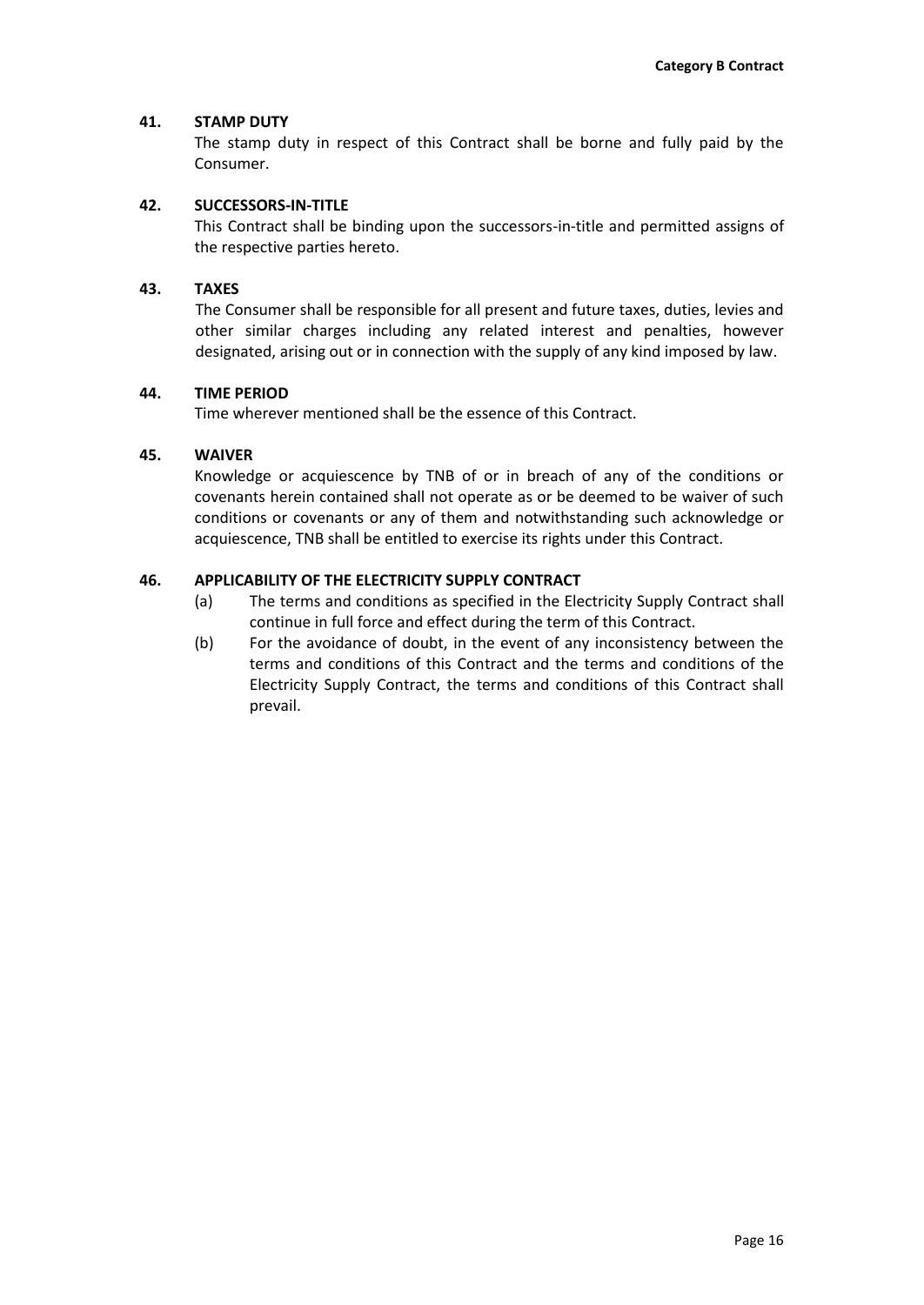## 41. STAMP DUTY

The stamp duty in respect of this Contract shall be borne and fully paid by the Consumer.

## 42. SUCCESSORS-IN-TITLE

This Contract shall be binding upon the successors-in-title and permitted assigns of the respective parties hereto.

## 43. TAXES

The Consumer shall be responsible for all present and future taxes, duties, levies and other similar charges including any related interest and penalties, however designated, arising out or in connection with the supply of any kind imposed by law.

## 44. TIME PERIOD

Time wherever mentioned shall be the essence of this Contract.

## 45. WAIVER

Knowledge or acquiescence by TNB of or in breach of any of the conditions or covenants herein contained shall not operate as or be deemed to be waiver of such conditions or covenants or any of them and notwithstanding such acknowledge or acquiescence, TNB shall be entitled to exercise its rights under this Contract.

## 46. APPLICABILITY OF THE ELECTRICITY SUPPLY CONTRACT

(a) The terms and conditions as specified in the Electricity Supply Contract shall continue in full force and effect during the term of this Contract.

(b) For the avoidance of doubt, in the event of any inconsistency between the terms and conditions of this Contract and the terms and conditions of the Electricity Supply Contract, the terms and conditions of this Contract shall prevail.